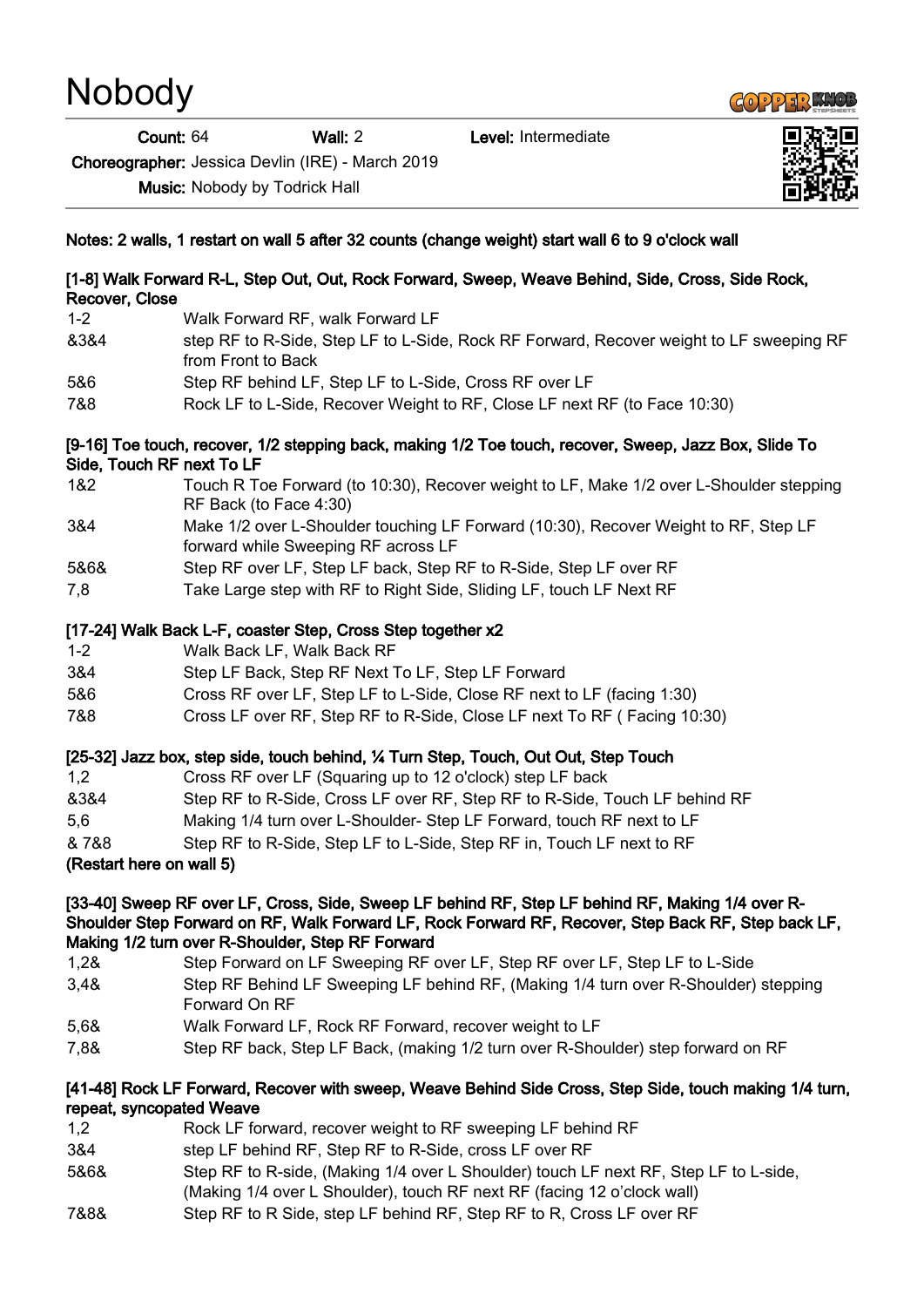# Nobody

**Count:** 64 **Wall:** 2 **Level:** Intermediate

**Choreographer:** Jessica Devlin (IRE) - March 2019

**Music:** Nobody by Todrick Hall

**Notes: 2 walls, 1 restart on wall 5 after 32 counts (change weight) start wall 6 to 9 o'clock wall**

**[1-8] Walk Forward R-L, Step Out, Out, Rock Forward, Sweep, Weave Behind, Side, Cross, Side Rock, Recover, Close**

| | |
|---|---|
| 1-2 | Walk Forward RF, walk Forward LF |
| &3&4 | step RF to R-Side, Step LF to L-Side, Rock RF Forward, Recover weight to LF sweeping RF from Front to Back |
| 5&6 | Step RF behind LF, Step LF to L-Side, Cross RF over LF |
| 7&8 | Rock LF to L-Side, Recover Weight to RF, Close LF next RF (to Face 10:30) |

**[9-16] Toe touch, recover, 1/2 stepping back, making 1/2 Toe touch, recover, Sweep, Jazz Box, Slide To Side, Touch RF next To LF**

| | |
|---|---|
| 1&2 | Touch R Toe Forward (to 10:30), Recover weight to LF, Make 1/2 over L-Shoulder stepping RF Back (to Face 4:30) |
| 3&4 | Make 1/2 over L-Shoulder touching LF Forward (10:30), Recover Weight to RF, Step LF forward while Sweeping RF across LF |
| 5&6& | Step RF over LF, Step LF back, Step RF to R-Side, Step LF over RF |
| 7,8 | Take Large step with RF to Right Side, Sliding LF, touch LF Next RF |

**[17-24] Walk Back L-F, coaster Step, Cross Step together x2**

| | |
|---|---|
| 1-2 | Walk Back LF, Walk Back RF |
| 3&4 | Step LF Back, Step RF Next To LF, Step LF Forward |
| 5&6 | Cross RF over LF, Step LF to L-Side, Close RF next to LF (facing 1:30) |
| 7&8 | Cross LF over RF, Step RF to R-Side, Close LF next To RF ( Facing 10:30) |

**[25-32] Jazz box, step side, touch behind, ¼ Turn Step, Touch, Out Out, Step Touch**

| | |
|---|---|
| 1,2 | Cross RF over LF (Squaring up to 12 o'clock) step LF back |
| &3&4 | Step RF to R-Side, Cross LF over RF, Step RF to R-Side, Touch LF behind RF |
| 5,6 | Making 1/4 turn over L-Shoulder- Step LF Forward, touch RF next to LF |
| & 7&8 | Step RF to R-Side, Step LF to L-Side, Step RF in, Touch LF next to RF |

**(Restart here on wall 5)**

**[33-40] Sweep RF over LF, Cross, Side, Sweep LF behind RF, Step LF behind RF, Making 1/4 over R-Shoulder Step Forward on RF, Walk Forward LF, Rock Forward RF, Recover, Step Back RF, Step back LF, Making 1/2 turn over R-Shoulder, Step RF Forward**

| | |
|---|---|
| 1,2& | Step Forward on LF Sweeping RF over LF, Step RF over LF, Step LF to L-Side |
| 3,4& | Step RF Behind LF Sweeping LF behind RF, (Making 1/4 turn over R-Shoulder) stepping Forward On RF |
| 5,6& | Walk Forward LF, Rock RF Forward, recover weight to LF |
| 7,8& | Step RF back, Step LF Back, (making 1/2 turn over R-Shoulder) step forward on RF |

**[41-48] Rock LF Forward, Recover with sweep, Weave Behind Side Cross, Step Side, touch making 1/4 turn, repeat, syncopated Weave**

| | |
|---|---|
| 1,2 | Rock LF forward, recover weight to RF sweeping LF behind RF |
| 3&4 | step LF behind RF, Step RF to R-Side, cross LF over RF |
| 5&6& | Step RF to R-side, (Making 1/4 over L Shoulder) touch LF next RF, Step LF to L-side, (Making 1/4 over L Shoulder), touch RF next RF (facing 12 o'clock wall) |
| 7&8& | Step RF to R Side, step LF behind RF, Step RF to R, Cross LF over RF |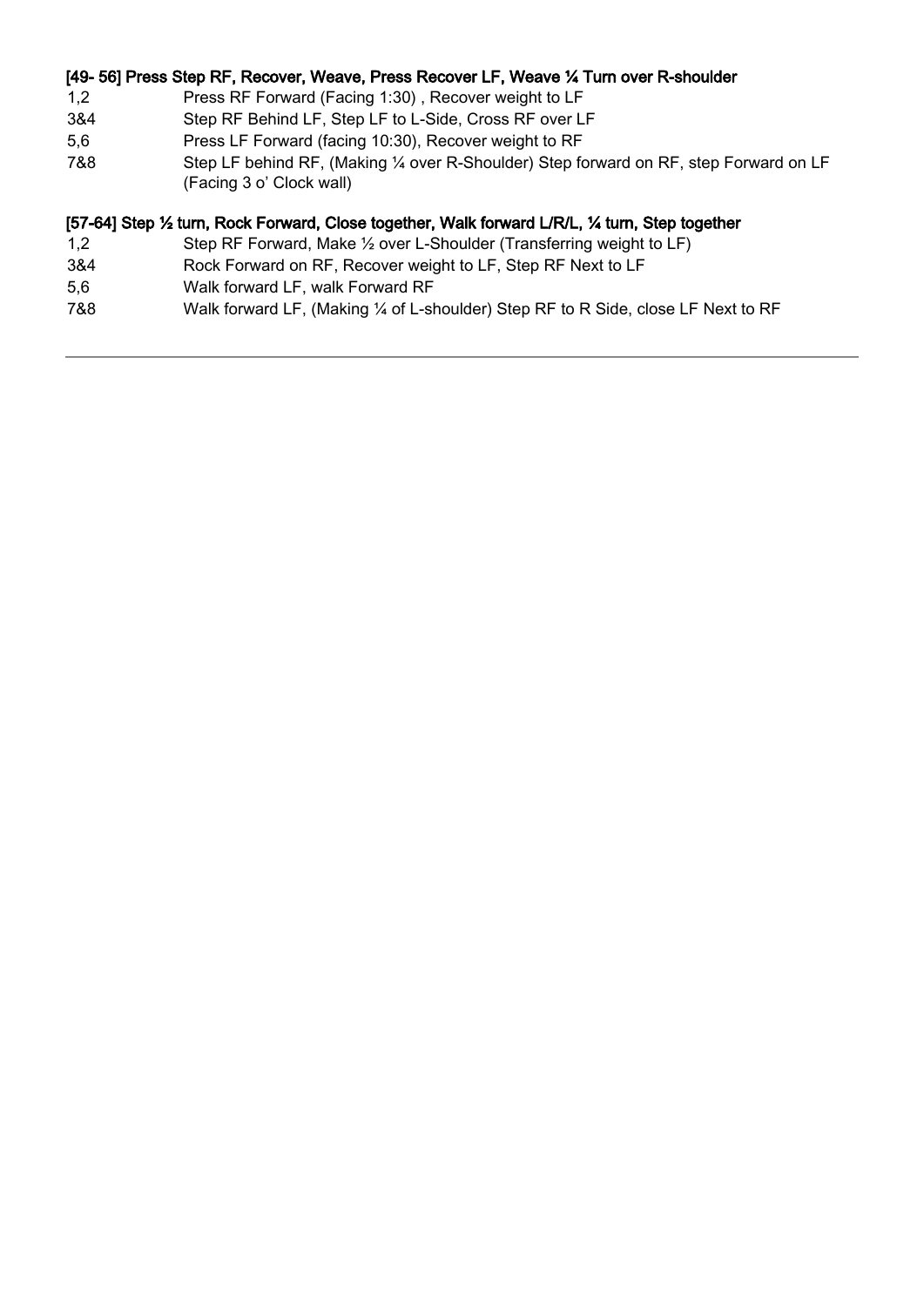**[49- 56] Press Step RF, Recover, Weave, Press Recover LF, Weave ¼ Turn over R-shoulder**

| | |
|---|---|
| 1,2 | Press RF Forward (Facing 1:30) , Recover weight to LF |
| 3&4 | Step RF Behind LF, Step LF to L-Side, Cross RF over LF |
| 5,6 | Press LF Forward (facing 10:30), Recover weight to RF |
| 7&8 | Step LF behind RF, (Making ¼ over R-Shoulder) Step forward on RF, step Forward on LF (Facing 3 o' Clock wall) |

**[57-64] Step ½ turn, Rock Forward, Close together, Walk forward L/R/L, ¼ turn, Step together**

| | |
|---|---|
| 1,2 | Step RF Forward, Make ½ over L-Shoulder (Transferring weight to LF) |
| 3&4 | Rock Forward on RF, Recover weight to LF, Step RF Next to LF |
| 5,6 | Walk forward LF, walk Forward RF |
| 7&8 | Walk forward LF, (Making ¼ of L-shoulder) Step RF to R Side, close LF Next to RF |

---